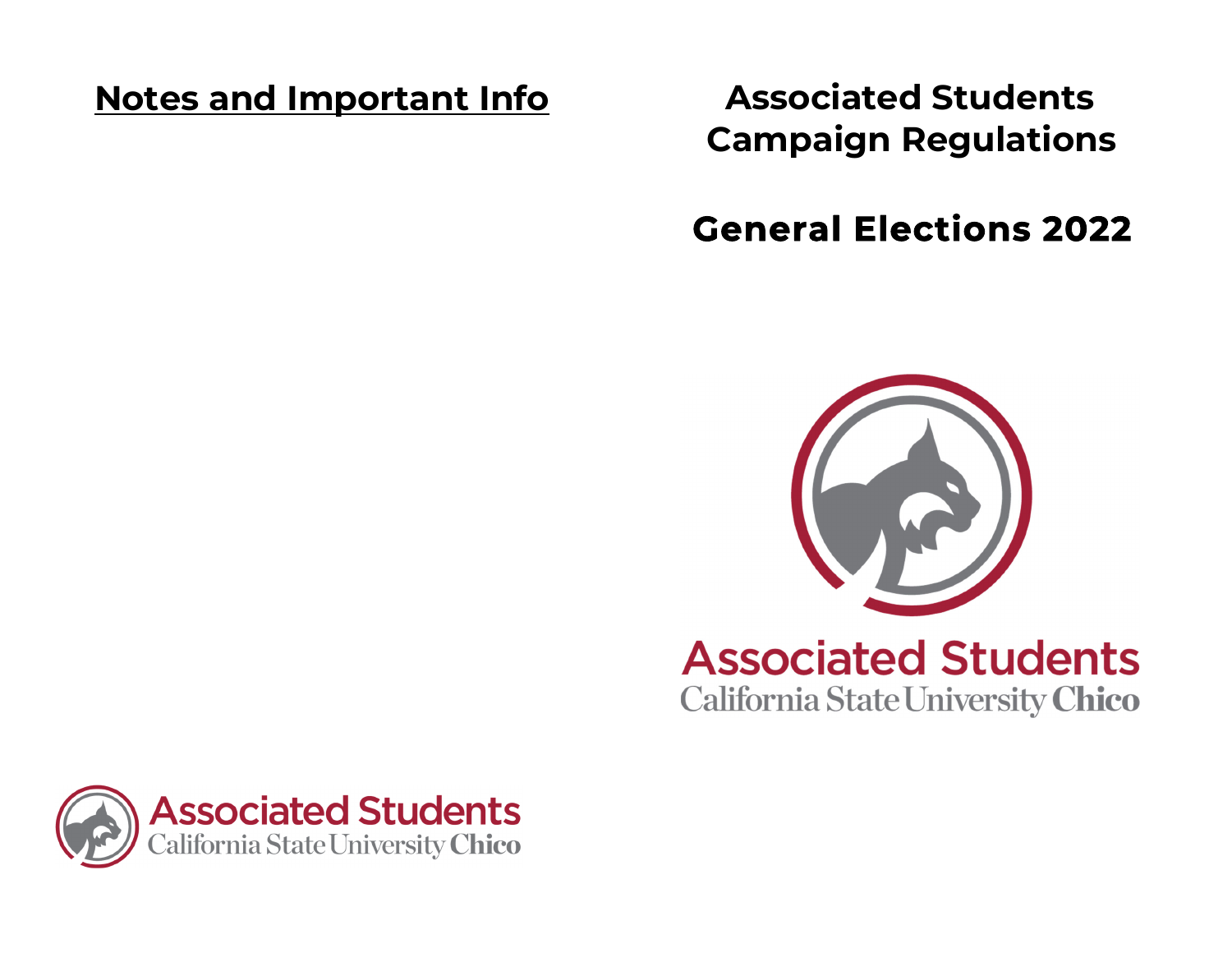## Notes and Important Info

# Associated Students Campaign Regulations

## General Elections 2022

Associated Students
California State University Chico

Associated Students
California State University Chico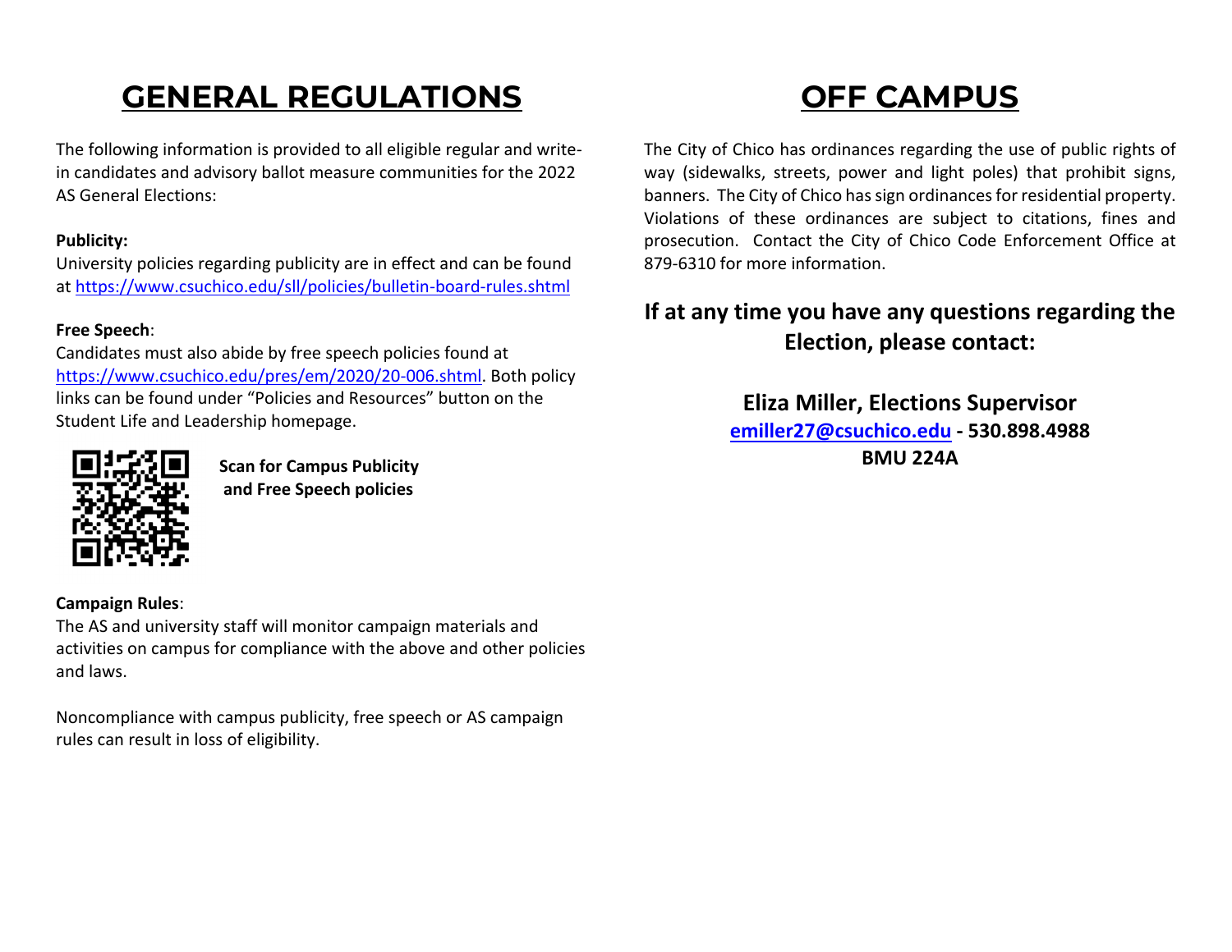# GENERAL REGULATIONS

The following information is provided to all eligible regular and write-in candidates and advisory ballot measure communities for the 2022 AS General Elections:

**Publicity:**
University policies regarding publicity are in effect and can be found at https://www.csuchico.edu/sll/policies/bulletin-board-rules.shtml

**Free Speech**:
Candidates must also abide by free speech policies found at https://www.csuchico.edu/pres/em/2020/20-006.shtml. Both policy links can be found under "Policies and Resources" button on the Student Life and Leadership homepage.

**Scan for Campus Publicity and Free Speech policies**

**Campaign Rules**:
The AS and university staff will monitor campaign materials and activities on campus for compliance with the above and other policies and laws.

Noncompliance with campus publicity, free speech or AS campaign rules can result in loss of eligibility.

# OFF CAMPUS

The City of Chico has ordinances regarding the use of public rights of way (sidewalks, streets, power and light poles) that prohibit signs, banners. The City of Chico has sign ordinances for residential property. Violations of these ordinances are subject to citations, fines and prosecution. Contact the City of Chico Code Enforcement Office at 879-6310 for more information.

## If at any time you have any questions regarding the Election, please contact:

**Eliza Miller, Elections Supervisor**
**emiller27@csuchico.edu - 530.898.4988**
**BMU 224A**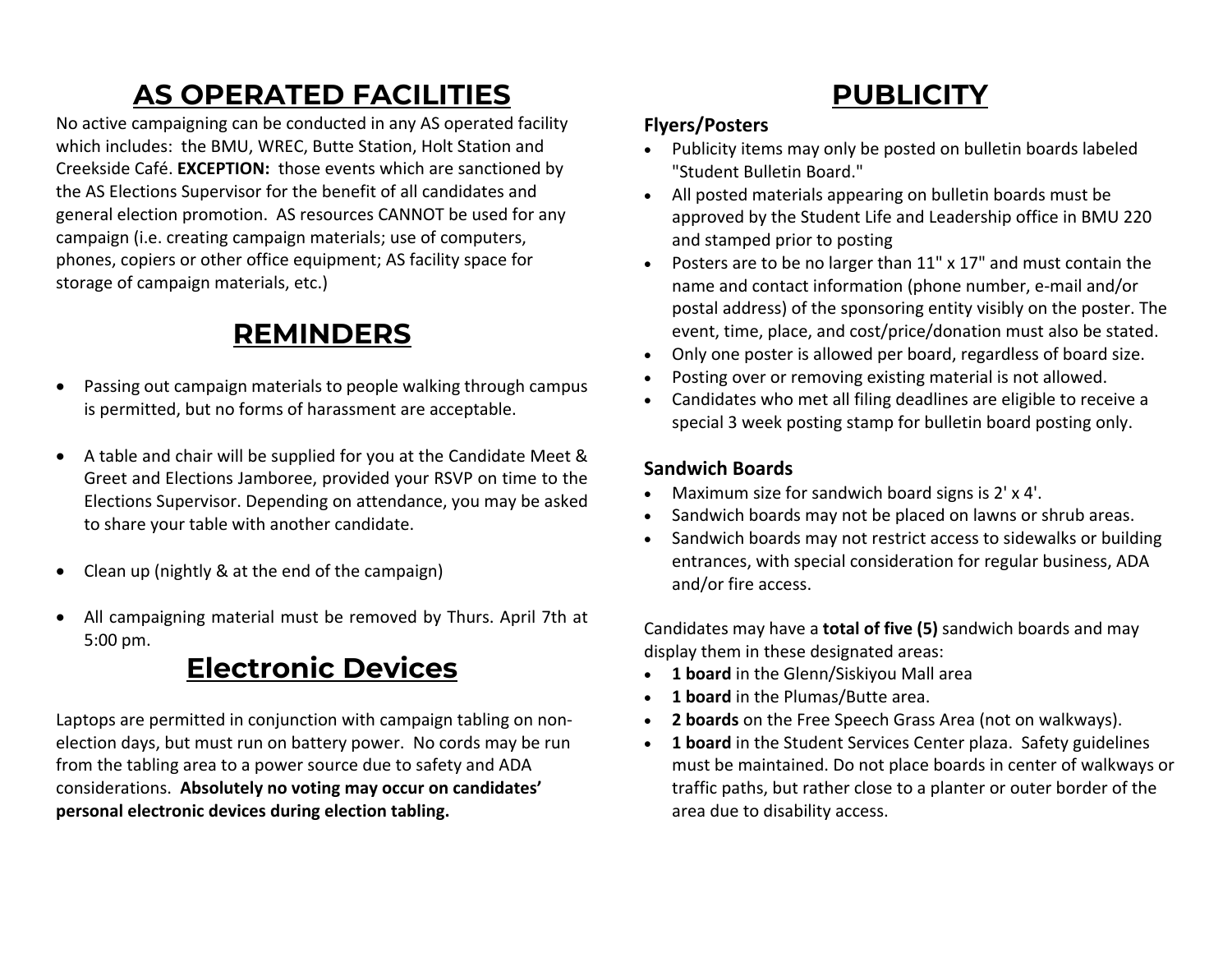## AS OPERATED FACILITIES

No active campaigning can be conducted in any AS operated facility which includes: the BMU, WREC, Butte Station, Holt Station and Creekside Café. **EXCEPTION:** those events which are sanctioned by the AS Elections Supervisor for the benefit of all candidates and general election promotion. AS resources CANNOT be used for any campaign (i.e. creating campaign materials; use of computers, phones, copiers or other office equipment; AS facility space for storage of campaign materials, etc.)

## REMINDERS

- Passing out campaign materials to people walking through campus is permitted, but no forms of harassment are acceptable.
- A table and chair will be supplied for you at the Candidate Meet & Greet and Elections Jamboree, provided your RSVP on time to the Elections Supervisor. Depending on attendance, you may be asked to share your table with another candidate.
- Clean up (nightly & at the end of the campaign)
- All campaigning material must be removed by Thurs. April 7th at 5:00 pm.

## Electronic Devices

Laptops are permitted in conjunction with campaign tabling on non-election days, but must run on battery power. No cords may be run from the tabling area to a power source due to safety and ADA considerations. **Absolutely no voting may occur on candidates' personal electronic devices during election tabling.**

## PUBLICITY

### Flyers/Posters

- Publicity items may only be posted on bulletin boards labeled "Student Bulletin Board."
- All posted materials appearing on bulletin boards must be approved by the Student Life and Leadership office in BMU 220 and stamped prior to posting
- Posters are to be no larger than 11" x 17" and must contain the name and contact information (phone number, e-mail and/or postal address) of the sponsoring entity visibly on the poster. The event, time, place, and cost/price/donation must also be stated.
- Only one poster is allowed per board, regardless of board size.
- Posting over or removing existing material is not allowed.
- Candidates who met all filing deadlines are eligible to receive a special 3 week posting stamp for bulletin board posting only.

### Sandwich Boards

- Maximum size for sandwich board signs is 2' x 4'.
- Sandwich boards may not be placed on lawns or shrub areas.
- Sandwich boards may not restrict access to sidewalks or building entrances, with special consideration for regular business, ADA and/or fire access.

Candidates may have a **total of five (5)** sandwich boards and may display them in these designated areas:

- **1 board** in the Glenn/Siskiyou Mall area
- **1 board** in the Plumas/Butte area.
- **2 boards** on the Free Speech Grass Area (not on walkways).
- **1 board** in the Student Services Center plaza. Safety guidelines must be maintained. Do not place boards in center of walkways or traffic paths, but rather close to a planter or outer border of the area due to disability access.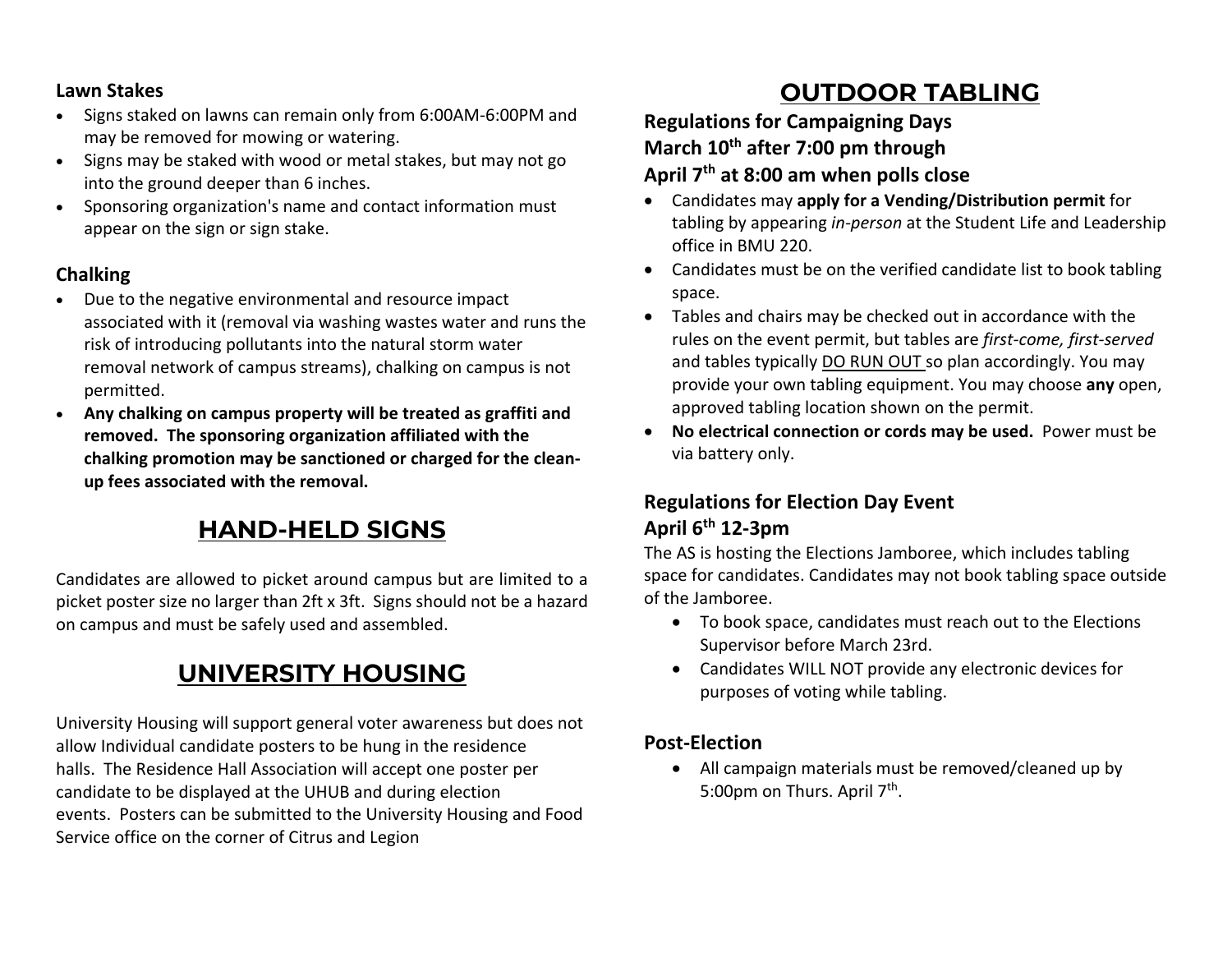### Lawn Stakes

- Signs staked on lawns can remain only from 6:00AM-6:00PM and may be removed for mowing or watering.
- Signs may be staked with wood or metal stakes, but may not go into the ground deeper than 6 inches.
- Sponsoring organization's name and contact information must appear on the sign or sign stake.

### Chalking

- Due to the negative environmental and resource impact associated with it (removal via washing wastes water and runs the risk of introducing pollutants into the natural storm water removal network of campus streams), chalking on campus is not permitted.
- **Any chalking on campus property will be treated as graffiti and removed. The sponsoring organization affiliated with the chalking promotion may be sanctioned or charged for the clean-up fees associated with the removal.**

## HAND-HELD SIGNS

Candidates are allowed to picket around campus but are limited to a picket poster size no larger than 2ft x 3ft. Signs should not be a hazard on campus and must be safely used and assembled.

## UNIVERSITY HOUSING

University Housing will support general voter awareness but does not allow Individual candidate posters to be hung in the residence halls. The Residence Hall Association will accept one poster per candidate to be displayed at the UHUB and during election events. Posters can be submitted to the University Housing and Food Service office on the corner of Citrus and Legion

## OUTDOOR TABLING

### Regulations for Campaigning Days March 10th after 7:00 pm through April 7th at 8:00 am when polls close

- Candidates may **apply for a Vending/Distribution permit** for tabling by appearing *in-person* at the Student Life and Leadership office in BMU 220.
- Candidates must be on the verified candidate list to book tabling space.
- Tables and chairs may be checked out in accordance with the rules on the event permit, but tables are *first-come, first-served* and tables typically <u>DO RUN OUT</u> so plan accordingly. You may provide your own tabling equipment. You may choose **any** open, approved tabling location shown on the permit.
- **No electrical connection or cords may be used.** Power must be via battery only.

### Regulations for Election Day Event April 6th 12-3pm

The AS is hosting the Elections Jamboree, which includes tabling space for candidates. Candidates may not book tabling space outside of the Jamboree.

- To book space, candidates must reach out to the Elections Supervisor before March 23rd.
- Candidates WILL NOT provide any electronic devices for purposes of voting while tabling.

### Post-Election

- All campaign materials must be removed/cleaned up by 5:00pm on Thurs. April 7th.